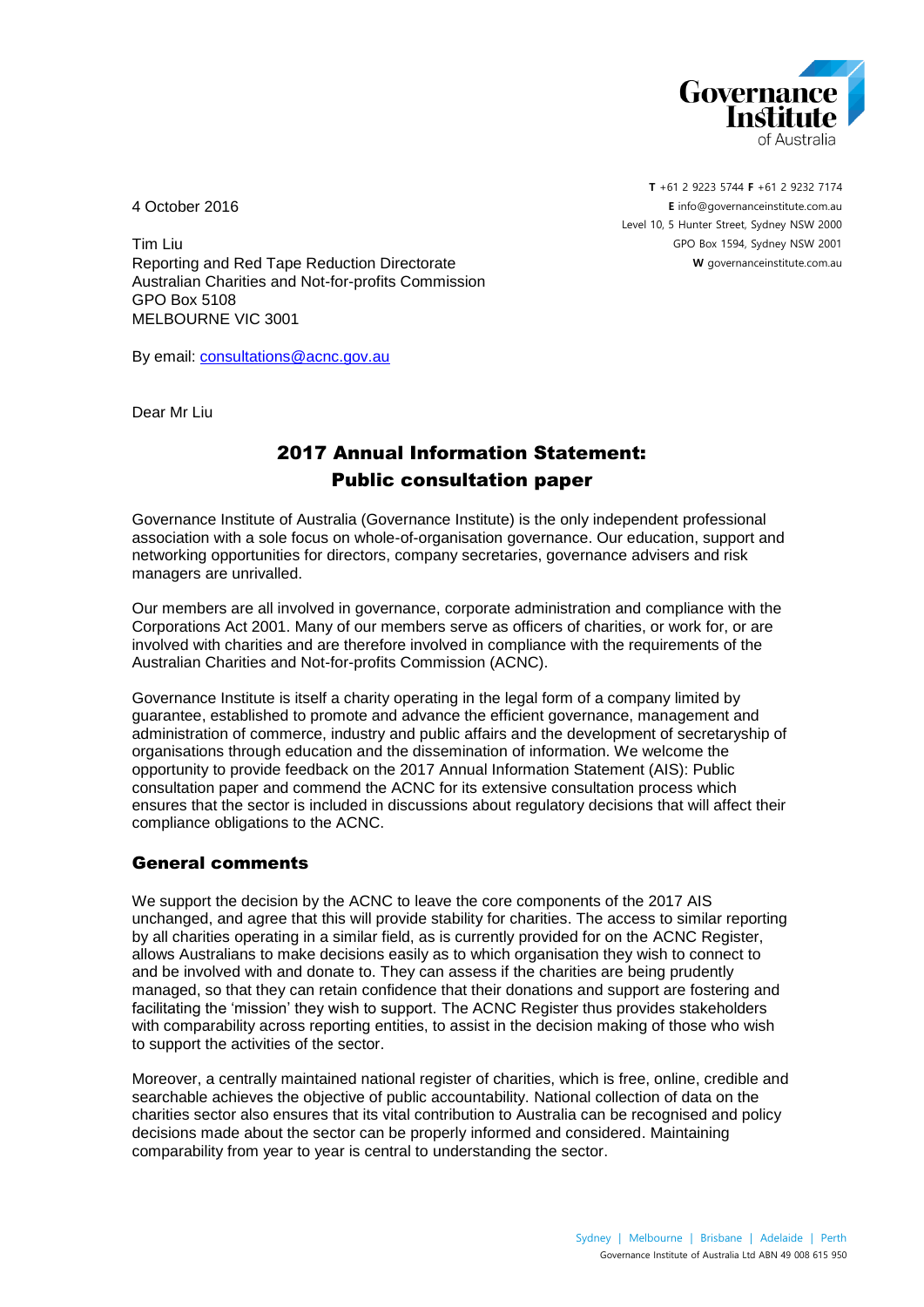T +61 2 9223 5744 F +61 2 9232 7174
E info@governanceinstitute.com.au
Level 10, 5 Hunter Street, Sydney NSW 2000
GPO Box 1594, Sydney NSW 2001
W governanceinstitute.com.au

4 October 2016

Tim Liu
Reporting and Red Tape Reduction Directorate
Australian Charities and Not-for-profits Commission
GPO Box 5108
MELBOURNE VIC 3001

By email: consultations@acnc.gov.au

Dear Mr Liu

# 2017 Annual Information Statement: Public consultation paper

Governance Institute of Australia (Governance Institute) is the only independent professional association with a sole focus on whole-of-organisation governance. Our education, support and networking opportunities for directors, company secretaries, governance advisers and risk managers are unrivalled.

Our members are all involved in governance, corporate administration and compliance with the Corporations Act 2001. Many of our members serve as officers of charities, or work for, or are involved with charities and are therefore involved in compliance with the requirements of the Australian Charities and Not-for-profits Commission (ACNC).

Governance Institute is itself a charity operating in the legal form of a company limited by guarantee, established to promote and advance the efficient governance, management and administration of commerce, industry and public affairs and the development of secretaryship of organisations through education and the dissemination of information. We welcome the opportunity to provide feedback on the 2017 Annual Information Statement (AIS): Public consultation paper and commend the ACNC for its extensive consultation process which ensures that the sector is included in discussions about regulatory decisions that will affect their compliance obligations to the ACNC.

## General comments

We support the decision by the ACNC to leave the core components of the 2017 AIS unchanged, and agree that this will provide stability for charities. The access to similar reporting by all charities operating in a similar field, as is currently provided for on the ACNC Register, allows Australians to make decisions easily as to which organisation they wish to connect to and be involved with and donate to. They can assess if the charities are being prudently managed, so that they can retain confidence that their donations and support are fostering and facilitating the 'mission' they wish to support. The ACNC Register thus provides stakeholders with comparability across reporting entities, to assist in the decision making of those who wish to support the activities of the sector.

Moreover, a centrally maintained national register of charities, which is free, online, credible and searchable achieves the objective of public accountability. National collection of data on the charities sector also ensures that its vital contribution to Australia can be recognised and policy decisions made about the sector can be properly informed and considered. Maintaining comparability from year to year is central to understanding the sector.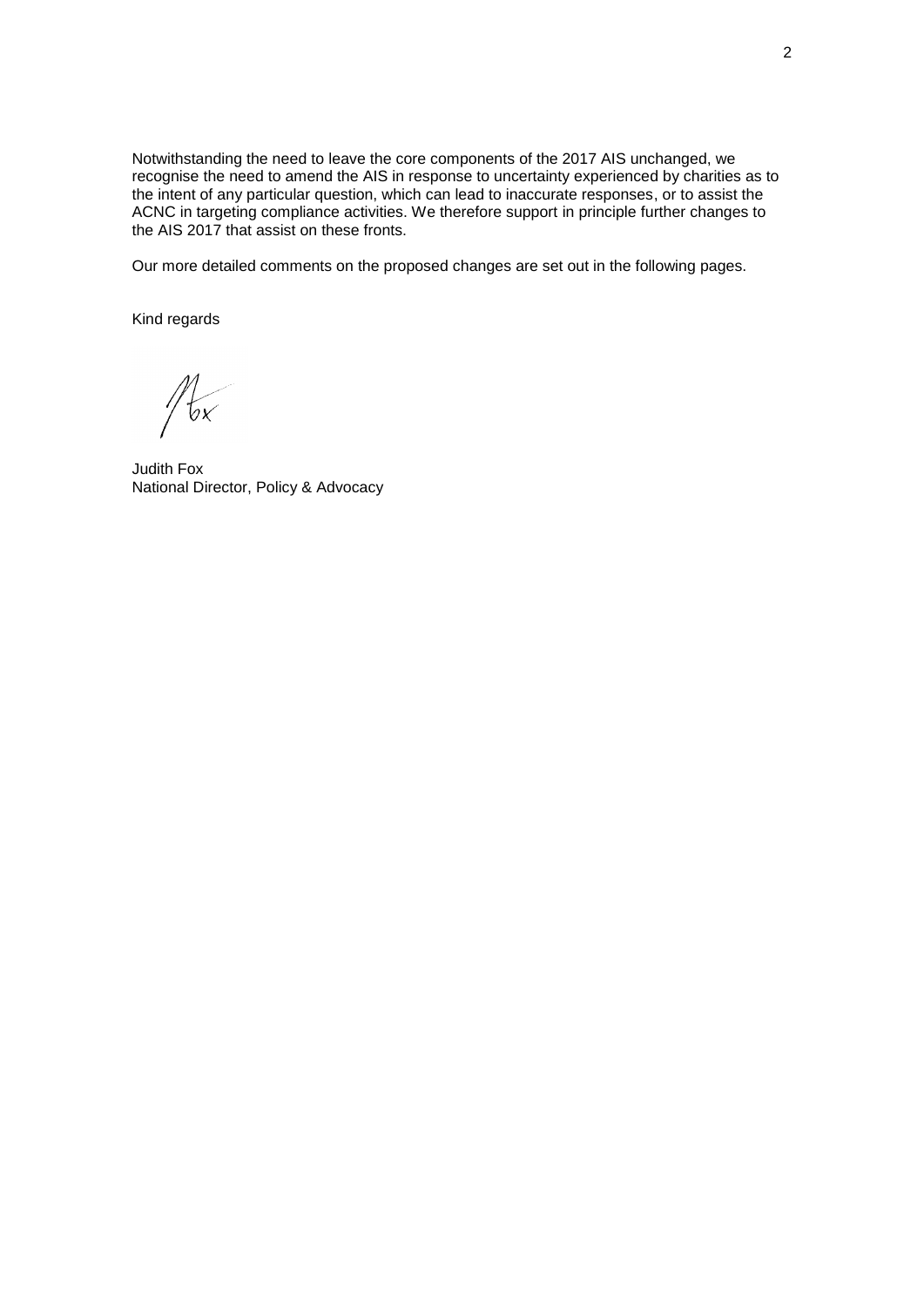Notwithstanding the need to leave the core components of the 2017 AIS unchanged, we recognise the need to amend the AIS in response to uncertainty experienced by charities as to the intent of any particular question, which can lead to inaccurate responses, or to assist the ACNC in targeting compliance activities. We therefore support in principle further changes to the AIS 2017 that assist on these fronts.

Our more detailed comments on the proposed changes are set out in the following pages.

Kind regards

Judith Fox
National Director, Policy & Advocacy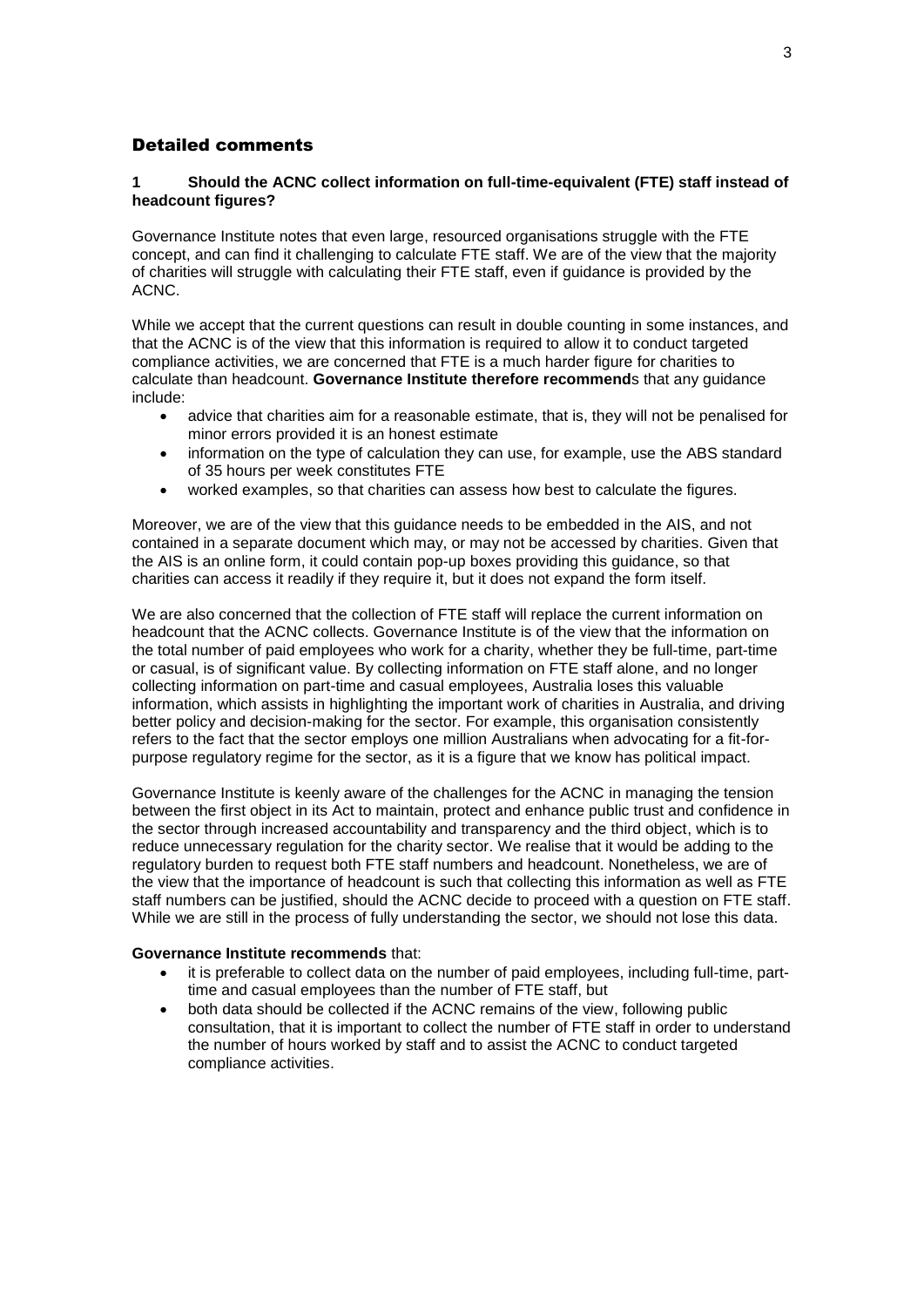## Detailed comments

### 1 Should the ACNC collect information on full-time-equivalent (FTE) staff instead of headcount figures?

Governance Institute notes that even large, resourced organisations struggle with the FTE concept, and can find it challenging to calculate FTE staff. We are of the view that the majority of charities will struggle with calculating their FTE staff, even if guidance is provided by the ACNC.

While we accept that the current questions can result in double counting in some instances, and that the ACNC is of the view that this information is required to allow it to conduct targeted compliance activities, we are concerned that FTE is a much harder figure for charities to calculate than headcount. **Governance Institute therefore recommend**s that any guidance include:

- advice that charities aim for a reasonable estimate, that is, they will not be penalised for minor errors provided it is an honest estimate
- information on the type of calculation they can use, for example, use the ABS standard of 35 hours per week constitutes FTE
- worked examples, so that charities can assess how best to calculate the figures.

Moreover, we are of the view that this guidance needs to be embedded in the AIS, and not contained in a separate document which may, or may not be accessed by charities. Given that the AIS is an online form, it could contain pop-up boxes providing this guidance, so that charities can access it readily if they require it, but it does not expand the form itself.

We are also concerned that the collection of FTE staff will replace the current information on headcount that the ACNC collects. Governance Institute is of the view that the information on the total number of paid employees who work for a charity, whether they be full-time, part-time or casual, is of significant value. By collecting information on FTE staff alone, and no longer collecting information on part-time and casual employees, Australia loses this valuable information, which assists in highlighting the important work of charities in Australia, and driving better policy and decision-making for the sector. For example, this organisation consistently refers to the fact that the sector employs one million Australians when advocating for a fit-for-purpose regulatory regime for the sector, as it is a figure that we know has political impact.

Governance Institute is keenly aware of the challenges for the ACNC in managing the tension between the first object in its Act to maintain, protect and enhance public trust and confidence in the sector through increased accountability and transparency and the third object, which is to reduce unnecessary regulation for the charity sector. We realise that it would be adding to the regulatory burden to request both FTE staff numbers and headcount. Nonetheless, we are of the view that the importance of headcount is such that collecting this information as well as FTE staff numbers can be justified, should the ACNC decide to proceed with a question on FTE staff. While we are still in the process of fully understanding the sector, we should not lose this data.

**Governance Institute recommends** that:

- it is preferable to collect data on the number of paid employees, including full-time, part-time and casual employees than the number of FTE staff, but
- both data should be collected if the ACNC remains of the view, following public consultation, that it is important to collect the number of FTE staff in order to understand the number of hours worked by staff and to assist the ACNC to conduct targeted compliance activities.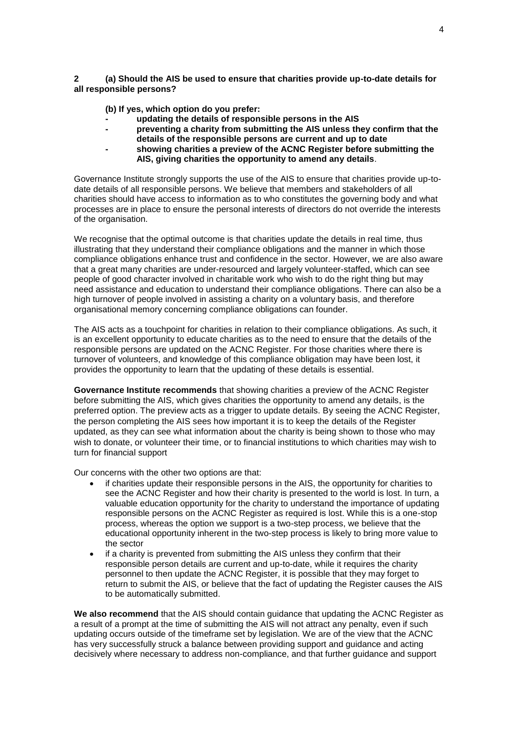**2 (a) Should the AIS be used to ensure that charities provide up-to-date details for all responsible persons?**

**(b) If yes, which option do you prefer:**

- **updating the details of responsible persons in the AIS**
- **preventing a charity from submitting the AIS unless they confirm that the details of the responsible persons are current and up to date**
- **showing charities a preview of the ACNC Register before submitting the AIS, giving charities the opportunity to amend any details**.

Governance Institute strongly supports the use of the AIS to ensure that charities provide up-to-date details of all responsible persons. We believe that members and stakeholders of all charities should have access to information as to who constitutes the governing body and what processes are in place to ensure the personal interests of directors do not override the interests of the organisation.

We recognise that the optimal outcome is that charities update the details in real time, thus illustrating that they understand their compliance obligations and the manner in which those compliance obligations enhance trust and confidence in the sector. However, we are also aware that a great many charities are under-resourced and largely volunteer-staffed, which can see people of good character involved in charitable work who wish to do the right thing but may need assistance and education to understand their compliance obligations. There can also be a high turnover of people involved in assisting a charity on a voluntary basis, and therefore organisational memory concerning compliance obligations can founder.

The AIS acts as a touchpoint for charities in relation to their compliance obligations. As such, it is an excellent opportunity to educate charities as to the need to ensure that the details of the responsible persons are updated on the ACNC Register. For those charities where there is turnover of volunteers, and knowledge of this compliance obligation may have been lost, it provides the opportunity to learn that the updating of these details is essential.

**Governance Institute recommends** that showing charities a preview of the ACNC Register before submitting the AIS, which gives charities the opportunity to amend any details, is the preferred option. The preview acts as a trigger to update details. By seeing the ACNC Register, the person completing the AIS sees how important it is to keep the details of the Register updated, as they can see what information about the charity is being shown to those who may wish to donate, or volunteer their time, or to financial institutions to which charities may wish to turn for financial support

Our concerns with the other two options are that:

- if charities update their responsible persons in the AIS, the opportunity for charities to see the ACNC Register and how their charity is presented to the world is lost. In turn, a valuable education opportunity for the charity to understand the importance of updating responsible persons on the ACNC Register as required is lost. While this is a one-stop process, whereas the option we support is a two-step process, we believe that the educational opportunity inherent in the two-step process is likely to bring more value to the sector
- if a charity is prevented from submitting the AIS unless they confirm that their responsible person details are current and up-to-date, while it requires the charity personnel to then update the ACNC Register, it is possible that they may forget to return to submit the AIS, or believe that the fact of updating the Register causes the AIS to be automatically submitted.

**We also recommend** that the AIS should contain guidance that updating the ACNC Register as a result of a prompt at the time of submitting the AIS will not attract any penalty, even if such updating occurs outside of the timeframe set by legislation. We are of the view that the ACNC has very successfully struck a balance between providing support and guidance and acting decisively where necessary to address non-compliance, and that further guidance and support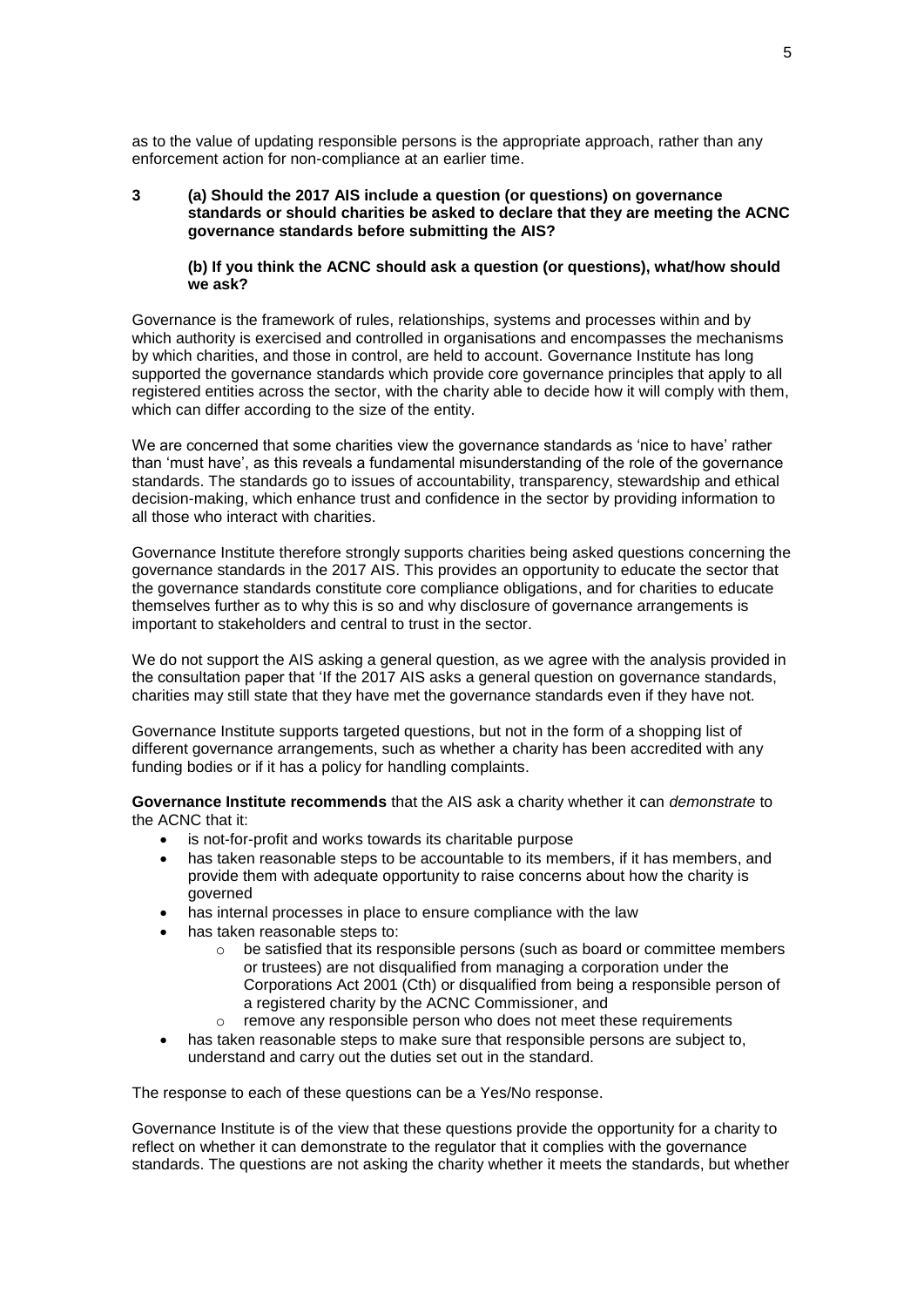as to the value of updating responsible persons is the appropriate approach, rather than any enforcement action for non-compliance at an earlier time.

**3 (a) Should the 2017 AIS include a question (or questions) on governance standards or should charities be asked to declare that they are meeting the ACNC governance standards before submitting the AIS?**

**(b) If you think the ACNC should ask a question (or questions), what/how should we ask?**

Governance is the framework of rules, relationships, systems and processes within and by which authority is exercised and controlled in organisations and encompasses the mechanisms by which charities, and those in control, are held to account. Governance Institute has long supported the governance standards which provide core governance principles that apply to all registered entities across the sector, with the charity able to decide how it will comply with them, which can differ according to the size of the entity.

We are concerned that some charities view the governance standards as 'nice to have' rather than 'must have', as this reveals a fundamental misunderstanding of the role of the governance standards. The standards go to issues of accountability, transparency, stewardship and ethical decision-making, which enhance trust and confidence in the sector by providing information to all those who interact with charities.

Governance Institute therefore strongly supports charities being asked questions concerning the governance standards in the 2017 AIS. This provides an opportunity to educate the sector that the governance standards constitute core compliance obligations, and for charities to educate themselves further as to why this is so and why disclosure of governance arrangements is important to stakeholders and central to trust in the sector.

We do not support the AIS asking a general question, as we agree with the analysis provided in the consultation paper that 'If the 2017 AIS asks a general question on governance standards, charities may still state that they have met the governance standards even if they have not.

Governance Institute supports targeted questions, but not in the form of a shopping list of different governance arrangements, such as whether a charity has been accredited with any funding bodies or if it has a policy for handling complaints.

**Governance Institute recommends** that the AIS ask a charity whether it can *demonstrate* to the ACNC that it:

- is not-for-profit and works towards its charitable purpose
- has taken reasonable steps to be accountable to its members, if it has members, and provide them with adequate opportunity to raise concerns about how the charity is governed
- has internal processes in place to ensure compliance with the law
- has taken reasonable steps to:
  - be satisfied that its responsible persons (such as board or committee members or trustees) are not disqualified from managing a corporation under the Corporations Act 2001 (Cth) or disqualified from being a responsible person of a registered charity by the ACNC Commissioner, and
  - remove any responsible person who does not meet these requirements
- has taken reasonable steps to make sure that responsible persons are subject to, understand and carry out the duties set out in the standard.

The response to each of these questions can be a Yes/No response.

Governance Institute is of the view that these questions provide the opportunity for a charity to reflect on whether it can demonstrate to the regulator that it complies with the governance standards. The questions are not asking the charity whether it meets the standards, but whether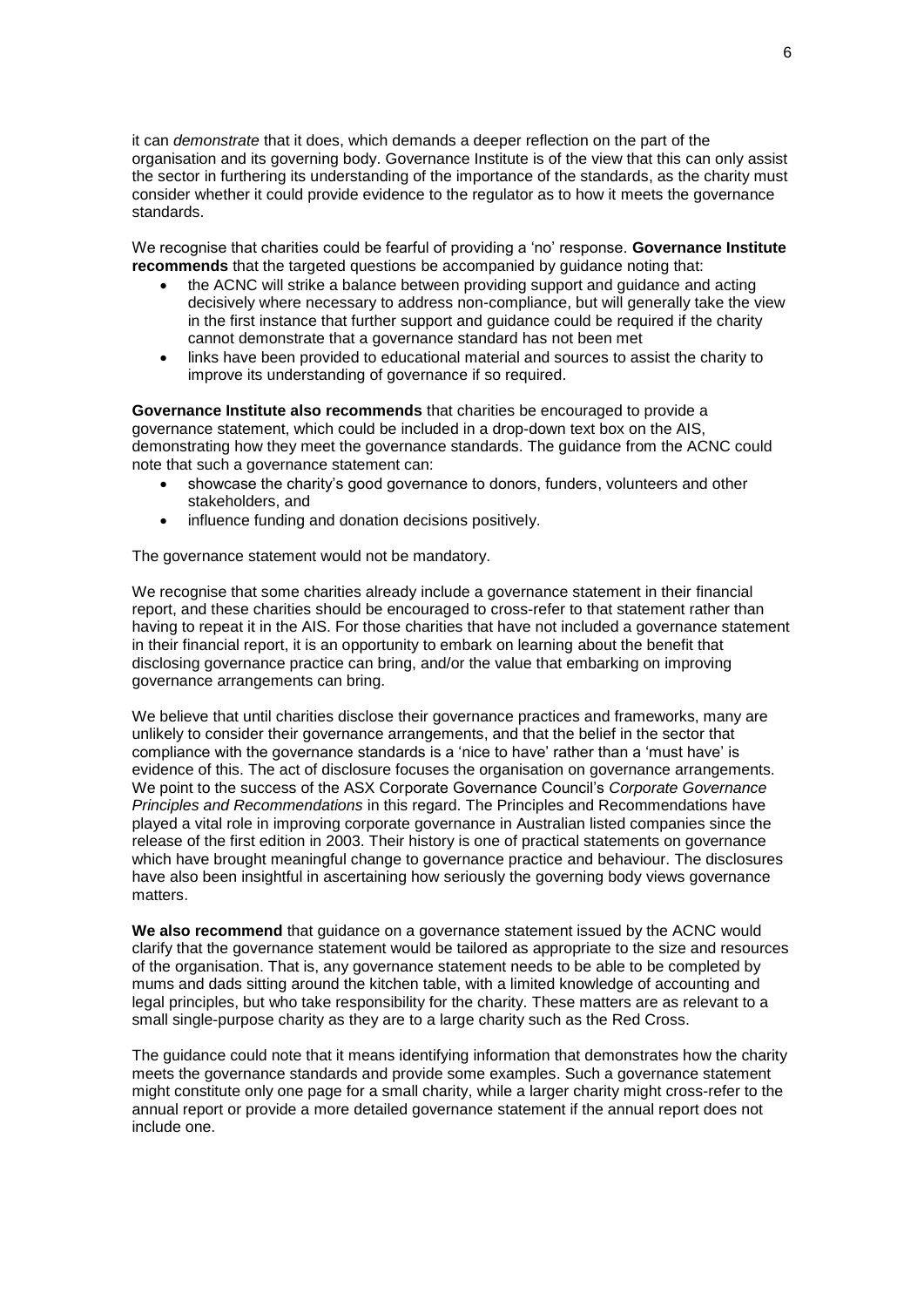it can *demonstrate* that it does, which demands a deeper reflection on the part of the organisation and its governing body. Governance Institute is of the view that this can only assist the sector in furthering its understanding of the importance of the standards, as the charity must consider whether it could provide evidence to the regulator as to how it meets the governance standards.

We recognise that charities could be fearful of providing a 'no' response. **Governance Institute recommends** that the targeted questions be accompanied by guidance noting that:

- the ACNC will strike a balance between providing support and guidance and acting decisively where necessary to address non-compliance, but will generally take the view in the first instance that further support and guidance could be required if the charity cannot demonstrate that a governance standard has not been met
- links have been provided to educational material and sources to assist the charity to improve its understanding of governance if so required.

**Governance Institute also recommends** that charities be encouraged to provide a governance statement, which could be included in a drop-down text box on the AIS, demonstrating how they meet the governance standards. The guidance from the ACNC could note that such a governance statement can:

- showcase the charity's good governance to donors, funders, volunteers and other stakeholders, and
- influence funding and donation decisions positively.

The governance statement would not be mandatory.

We recognise that some charities already include a governance statement in their financial report, and these charities should be encouraged to cross-refer to that statement rather than having to repeat it in the AIS. For those charities that have not included a governance statement in their financial report, it is an opportunity to embark on learning about the benefit that disclosing governance practice can bring, and/or the value that embarking on improving governance arrangements can bring.

We believe that until charities disclose their governance practices and frameworks, many are unlikely to consider their governance arrangements, and that the belief in the sector that compliance with the governance standards is a 'nice to have' rather than a 'must have' is evidence of this. The act of disclosure focuses the organisation on governance arrangements. We point to the success of the ASX Corporate Governance Council's *Corporate Governance Principles and Recommendations* in this regard. The Principles and Recommendations have played a vital role in improving corporate governance in Australian listed companies since the release of the first edition in 2003. Their history is one of practical statements on governance which have brought meaningful change to governance practice and behaviour. The disclosures have also been insightful in ascertaining how seriously the governing body views governance matters.

**We also recommend** that guidance on a governance statement issued by the ACNC would clarify that the governance statement would be tailored as appropriate to the size and resources of the organisation. That is, any governance statement needs to be able to be completed by mums and dads sitting around the kitchen table, with a limited knowledge of accounting and legal principles, but who take responsibility for the charity. These matters are as relevant to a small single-purpose charity as they are to a large charity such as the Red Cross.

The guidance could note that it means identifying information that demonstrates how the charity meets the governance standards and provide some examples. Such a governance statement might constitute only one page for a small charity, while a larger charity might cross-refer to the annual report or provide a more detailed governance statement if the annual report does not include one.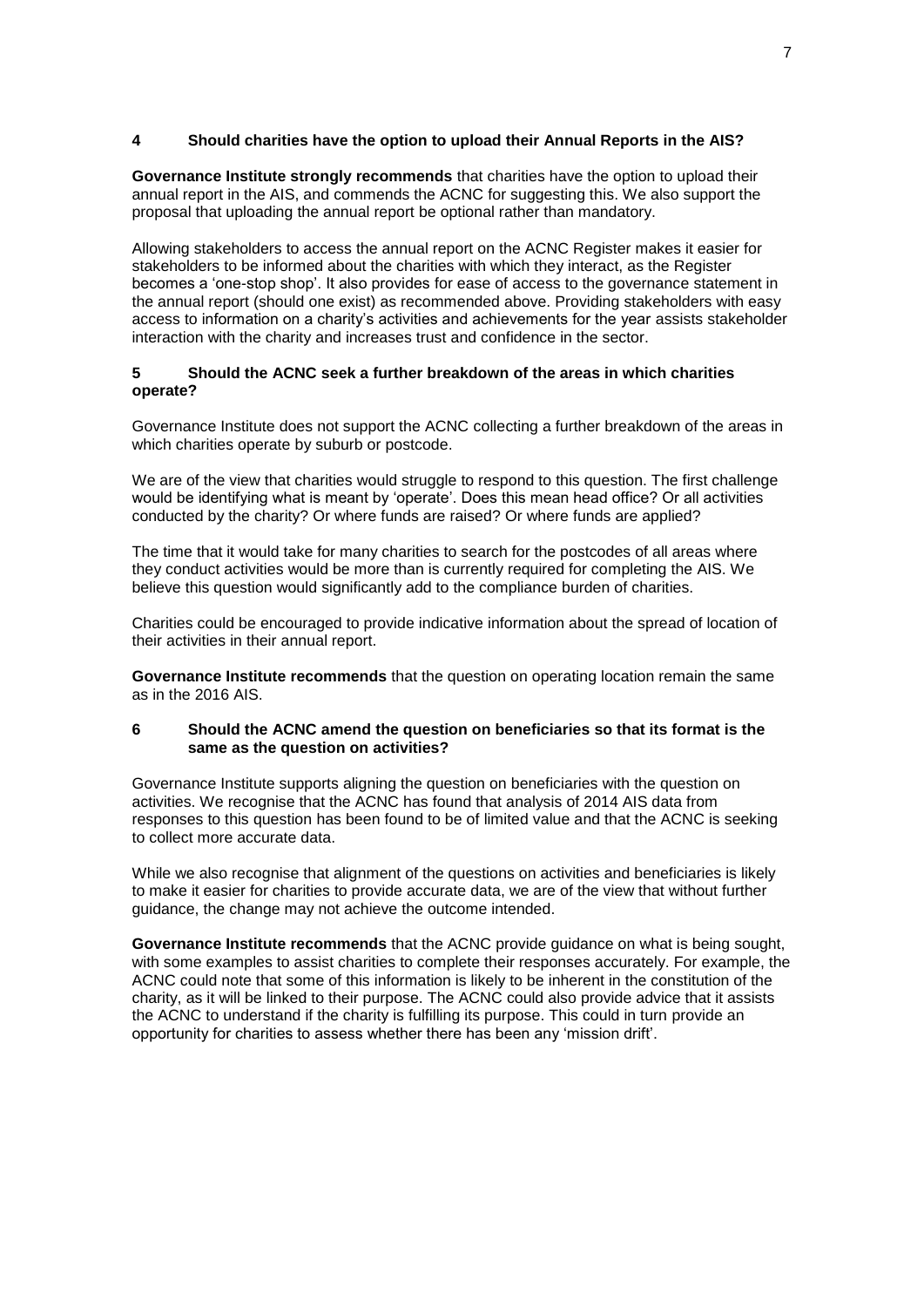## 4 Should charities have the option to upload their Annual Reports in the AIS?

**Governance Institute strongly recommends** that charities have the option to upload their annual report in the AIS, and commends the ACNC for suggesting this. We also support the proposal that uploading the annual report be optional rather than mandatory.

Allowing stakeholders to access the annual report on the ACNC Register makes it easier for stakeholders to be informed about the charities with which they interact, as the Register becomes a 'one-stop shop'. It also provides for ease of access to the governance statement in the annual report (should one exist) as recommended above. Providing stakeholders with easy access to information on a charity's activities and achievements for the year assists stakeholder interaction with the charity and increases trust and confidence in the sector.

## 5 Should the ACNC seek a further breakdown of the areas in which charities operate?

Governance Institute does not support the ACNC collecting a further breakdown of the areas in which charities operate by suburb or postcode.

We are of the view that charities would struggle to respond to this question. The first challenge would be identifying what is meant by 'operate'. Does this mean head office? Or all activities conducted by the charity? Or where funds are raised? Or where funds are applied?

The time that it would take for many charities to search for the postcodes of all areas where they conduct activities would be more than is currently required for completing the AIS. We believe this question would significantly add to the compliance burden of charities.

Charities could be encouraged to provide indicative information about the spread of location of their activities in their annual report.

**Governance Institute recommends** that the question on operating location remain the same as in the 2016 AIS.

## 6 Should the ACNC amend the question on beneficiaries so that its format is the same as the question on activities?

Governance Institute supports aligning the question on beneficiaries with the question on activities. We recognise that the ACNC has found that analysis of 2014 AIS data from responses to this question has been found to be of limited value and that the ACNC is seeking to collect more accurate data.

While we also recognise that alignment of the questions on activities and beneficiaries is likely to make it easier for charities to provide accurate data, we are of the view that without further guidance, the change may not achieve the outcome intended.

**Governance Institute recommends** that the ACNC provide guidance on what is being sought, with some examples to assist charities to complete their responses accurately. For example, the ACNC could note that some of this information is likely to be inherent in the constitution of the charity, as it will be linked to their purpose. The ACNC could also provide advice that it assists the ACNC to understand if the charity is fulfilling its purpose. This could in turn provide an opportunity for charities to assess whether there has been any 'mission drift'.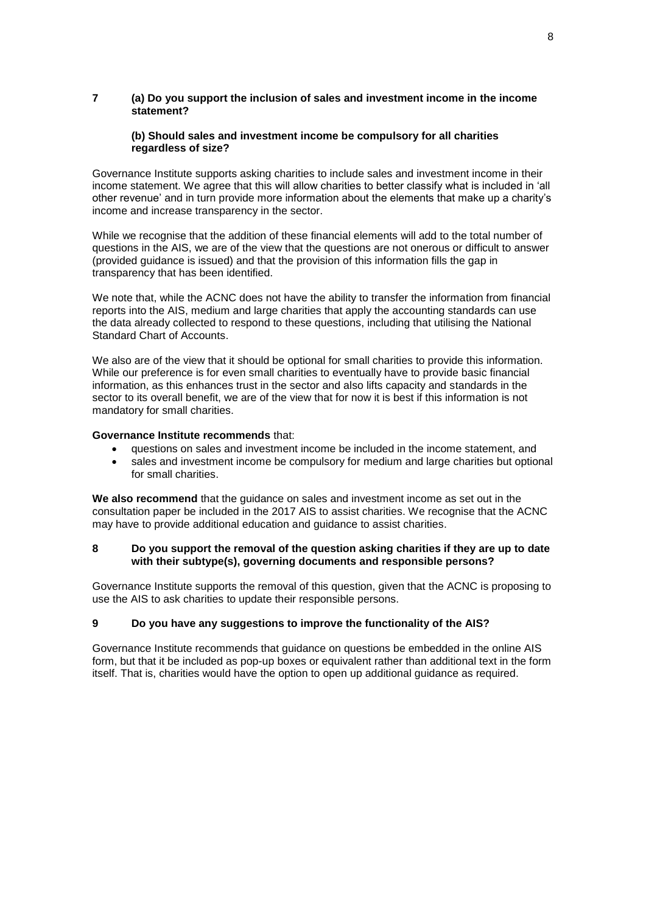**7 (a) Do you support the inclusion of sales and investment income in the income statement?**

**(b) Should sales and investment income be compulsory for all charities regardless of size?**

Governance Institute supports asking charities to include sales and investment income in their income statement. We agree that this will allow charities to better classify what is included in 'all other revenue' and in turn provide more information about the elements that make up a charity's income and increase transparency in the sector.

While we recognise that the addition of these financial elements will add to the total number of questions in the AIS, we are of the view that the questions are not onerous or difficult to answer (provided guidance is issued) and that the provision of this information fills the gap in transparency that has been identified.

We note that, while the ACNC does not have the ability to transfer the information from financial reports into the AIS, medium and large charities that apply the accounting standards can use the data already collected to respond to these questions, including that utilising the National Standard Chart of Accounts.

We also are of the view that it should be optional for small charities to provide this information. While our preference is for even small charities to eventually have to provide basic financial information, as this enhances trust in the sector and also lifts capacity and standards in the sector to its overall benefit, we are of the view that for now it is best if this information is not mandatory for small charities.

**Governance Institute recommends** that:

- questions on sales and investment income be included in the income statement, and
- sales and investment income be compulsory for medium and large charities but optional for small charities.

**We also recommend** that the guidance on sales and investment income as set out in the consultation paper be included in the 2017 AIS to assist charities. We recognise that the ACNC may have to provide additional education and guidance to assist charities.

**8 Do you support the removal of the question asking charities if they are up to date with their subtype(s), governing documents and responsible persons?**

Governance Institute supports the removal of this question, given that the ACNC is proposing to use the AIS to ask charities to update their responsible persons.

**9 Do you have any suggestions to improve the functionality of the AIS?**

Governance Institute recommends that guidance on questions be embedded in the online AIS form, but that it be included as pop-up boxes or equivalent rather than additional text in the form itself. That is, charities would have the option to open up additional guidance as required.